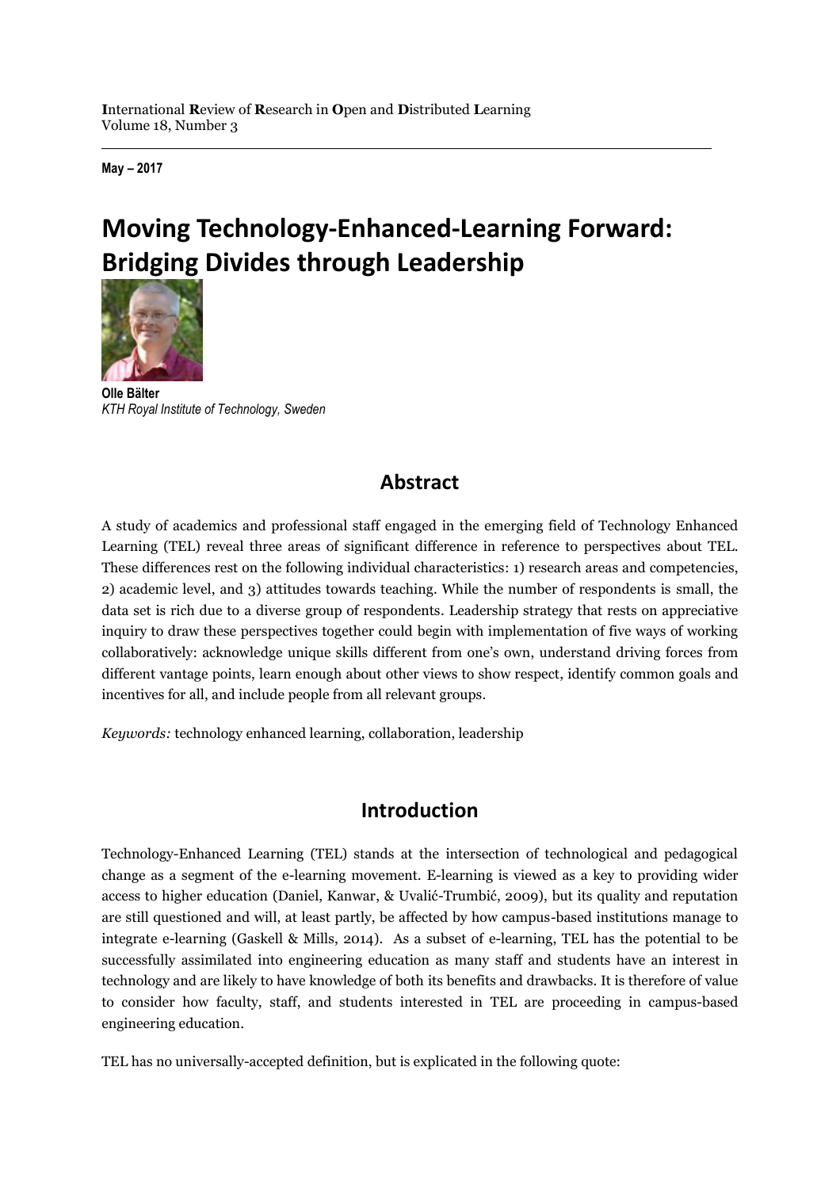May – 2017

# Moving Technology-Enhanced-Learning Forward: Bridging Divides through Leadership

**Olle Bälter**
*KTH Royal Institute of Technology, Sweden*

## Abstract

A study of academics and professional staff engaged in the emerging field of Technology Enhanced Learning (TEL) reveal three areas of significant difference in reference to perspectives about TEL. These differences rest on the following individual characteristics: 1) research areas and competencies, 2) academic level, and 3) attitudes towards teaching. While the number of respondents is small, the data set is rich due to a diverse group of respondents. Leadership strategy that rests on appreciative inquiry to draw these perspectives together could begin with implementation of five ways of working collaboratively: acknowledge unique skills different from one's own, understand driving forces from different vantage points, learn enough about other views to show respect, identify common goals and incentives for all, and include people from all relevant groups.

*Keywords:* technology enhanced learning, collaboration, leadership

## Introduction

Technology-Enhanced Learning (TEL) stands at the intersection of technological and pedagogical change as a segment of the e-learning movement. E-learning is viewed as a key to providing wider access to higher education (Daniel, Kanwar, & Uvalić-Trumbić, 2009), but its quality and reputation are still questioned and will, at least partly, be affected by how campus-based institutions manage to integrate e-learning (Gaskell & Mills, 2014). As a subset of e-learning, TEL has the potential to be successfully assimilated into engineering education as many staff and students have an interest in technology and are likely to have knowledge of both its benefits and drawbacks. It is therefore of value to consider how faculty, staff, and students interested in TEL are proceeding in campus-based engineering education.

TEL has no universally-accepted definition, but is explicated in the following quote: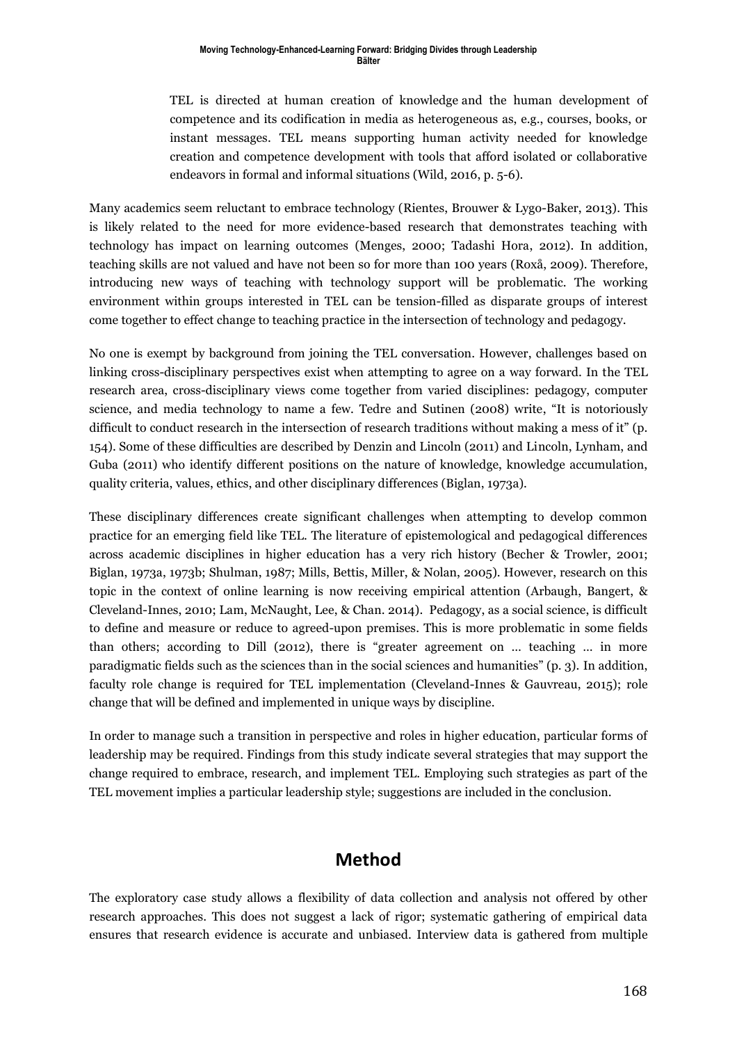> TEL is directed at human creation of knowledge and the human development of competence and its codification in media as heterogeneous as, e.g., courses, books, or instant messages. TEL means supporting human activity needed for knowledge creation and competence development with tools that afford isolated or collaborative endeavors in formal and informal situations (Wild, 2016, p. 5-6).

Many academics seem reluctant to embrace technology (Rientes, Brouwer & Lygo-Baker, 2013). This is likely related to the need for more evidence-based research that demonstrates teaching with technology has impact on learning outcomes (Menges, 2000; Tadashi Hora, 2012). In addition, teaching skills are not valued and have not been so for more than 100 years (Roxå, 2009). Therefore, introducing new ways of teaching with technology support will be problematic. The working environment within groups interested in TEL can be tension-filled as disparate groups of interest come together to effect change to teaching practice in the intersection of technology and pedagogy.

No one is exempt by background from joining the TEL conversation. However, challenges based on linking cross-disciplinary perspectives exist when attempting to agree on a way forward. In the TEL research area, cross-disciplinary views come together from varied disciplines: pedagogy, computer science, and media technology to name a few. Tedre and Sutinen (2008) write, "It is notoriously difficult to conduct research in the intersection of research traditions without making a mess of it" (p. 154). Some of these difficulties are described by Denzin and Lincoln (2011) and Lincoln, Lynham, and Guba (2011) who identify different positions on the nature of knowledge, knowledge accumulation, quality criteria, values, ethics, and other disciplinary differences (Biglan, 1973a).

These disciplinary differences create significant challenges when attempting to develop common practice for an emerging field like TEL. The literature of epistemological and pedagogical differences across academic disciplines in higher education has a very rich history (Becher & Trowler, 2001; Biglan, 1973a, 1973b; Shulman, 1987; Mills, Bettis, Miller, & Nolan, 2005). However, research on this topic in the context of online learning is now receiving empirical attention (Arbaugh, Bangert, & Cleveland-Innes, 2010; Lam, McNaught, Lee, & Chan. 2014). Pedagogy, as a social science, is difficult to define and measure or reduce to agreed-upon premises. This is more problematic in some fields than others; according to Dill (2012), there is "greater agreement on … teaching … in more paradigmatic fields such as the sciences than in the social sciences and humanities" (p. 3). In addition, faculty role change is required for TEL implementation (Cleveland-Innes & Gauvreau, 2015); role change that will be defined and implemented in unique ways by discipline.

In order to manage such a transition in perspective and roles in higher education, particular forms of leadership may be required. Findings from this study indicate several strategies that may support the change required to embrace, research, and implement TEL. Employing such strategies as part of the TEL movement implies a particular leadership style; suggestions are included in the conclusion.

## Method

The exploratory case study allows a flexibility of data collection and analysis not offered by other research approaches. This does not suggest a lack of rigor; systematic gathering of empirical data ensures that research evidence is accurate and unbiased. Interview data is gathered from multiple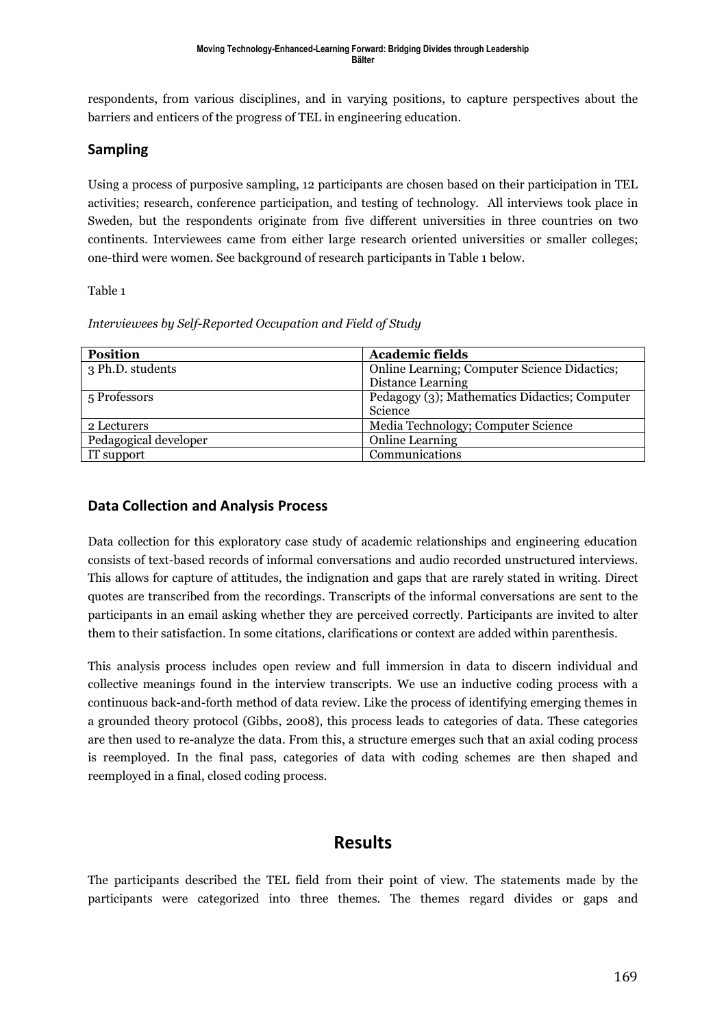respondents, from various disciplines, and in varying positions, to capture perspectives about the barriers and enticers of the progress of TEL in engineering education.

## Sampling

Using a process of purposive sampling, 12 participants are chosen based on their participation in TEL activities; research, conference participation, and testing of technology. All interviews took place in Sweden, but the respondents originate from five different universities in three countries on two continents. Interviewees came from either large research oriented universities or smaller colleges; one-third were women. See background of research participants in Table 1 below.

Table 1

*Interviewees by Self-Reported Occupation and Field of Study*

| Position | Academic fields |
|---|---|
| 3 Ph.D. students | Online Learning; Computer Science Didactics; Distance Learning |
| 5 Professors | Pedagogy (3); Mathematics Didactics; Computer Science |
| 2 Lecturers | Media Technology; Computer Science |
| Pedagogical developer | Online Learning |
| IT support | Communications |

## Data Collection and Analysis Process

Data collection for this exploratory case study of academic relationships and engineering education consists of text-based records of informal conversations and audio recorded unstructured interviews. This allows for capture of attitudes, the indignation and gaps that are rarely stated in writing. Direct quotes are transcribed from the recordings. Transcripts of the informal conversations are sent to the participants in an email asking whether they are perceived correctly. Participants are invited to alter them to their satisfaction. In some citations, clarifications or context are added within parenthesis.

This analysis process includes open review and full immersion in data to discern individual and collective meanings found in the interview transcripts. We use an inductive coding process with a continuous back-and-forth method of data review. Like the process of identifying emerging themes in a grounded theory protocol (Gibbs, 2008), this process leads to categories of data. These categories are then used to re-analyze the data. From this, a structure emerges such that an axial coding process is reemployed. In the final pass, categories of data with coding schemes are then shaped and reemployed in a final, closed coding process.

# Results

The participants described the TEL field from their point of view. The statements made by the participants were categorized into three themes. The themes regard divides or gaps and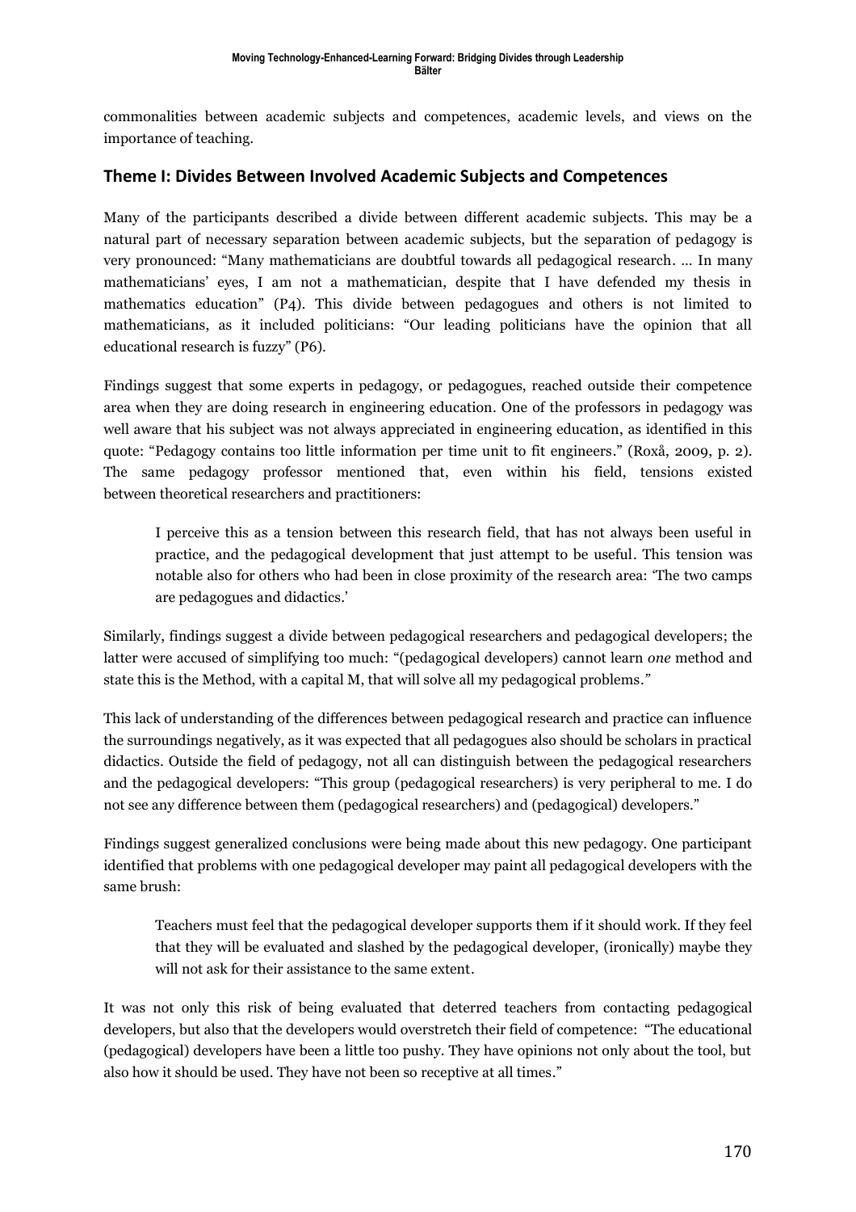commonalities between academic subjects and competences, academic levels, and views on the importance of teaching.

## Theme I: Divides Between Involved Academic Subjects and Competences

Many of the participants described a divide between different academic subjects. This may be a natural part of necessary separation between academic subjects, but the separation of pedagogy is very pronounced: "Many mathematicians are doubtful towards all pedagogical research. … In many mathematicians' eyes, I am not a mathematician, despite that I have defended my thesis in mathematics education" (P4). This divide between pedagogues and others is not limited to mathematicians, as it included politicians: "Our leading politicians have the opinion that all educational research is fuzzy" (P6).

Findings suggest that some experts in pedagogy, or pedagogues, reached outside their competence area when they are doing research in engineering education. One of the professors in pedagogy was well aware that his subject was not always appreciated in engineering education, as identified in this quote: "Pedagogy contains too little information per time unit to fit engineers." (Roxå, 2009, p. 2). The same pedagogy professor mentioned that, even within his field, tensions existed between theoretical researchers and practitioners:

> I perceive this as a tension between this research field, that has not always been useful in practice, and the pedagogical development that just attempt to be useful. This tension was notable also for others who had been in close proximity of the research area: 'The two camps are pedagogues and didactics.'

Similarly, findings suggest a divide between pedagogical researchers and pedagogical developers; the latter were accused of simplifying too much: "(pedagogical developers) cannot learn *one* method and state this is the Method, with a capital M, that will solve all my pedagogical problems."

This lack of understanding of the differences between pedagogical research and practice can influence the surroundings negatively, as it was expected that all pedagogues also should be scholars in practical didactics. Outside the field of pedagogy, not all can distinguish between the pedagogical researchers and the pedagogical developers: "This group (pedagogical researchers) is very peripheral to me. I do not see any difference between them (pedagogical researchers) and (pedagogical) developers."

Findings suggest generalized conclusions were being made about this new pedagogy. One participant identified that problems with one pedagogical developer may paint all pedagogical developers with the same brush:

> Teachers must feel that the pedagogical developer supports them if it should work. If they feel that they will be evaluated and slashed by the pedagogical developer, (ironically) maybe they will not ask for their assistance to the same extent.

It was not only this risk of being evaluated that deterred teachers from contacting pedagogical developers, but also that the developers would overstretch their field of competence: "The educational (pedagogical) developers have been a little too pushy. They have opinions not only about the tool, but also how it should be used. They have not been so receptive at all times."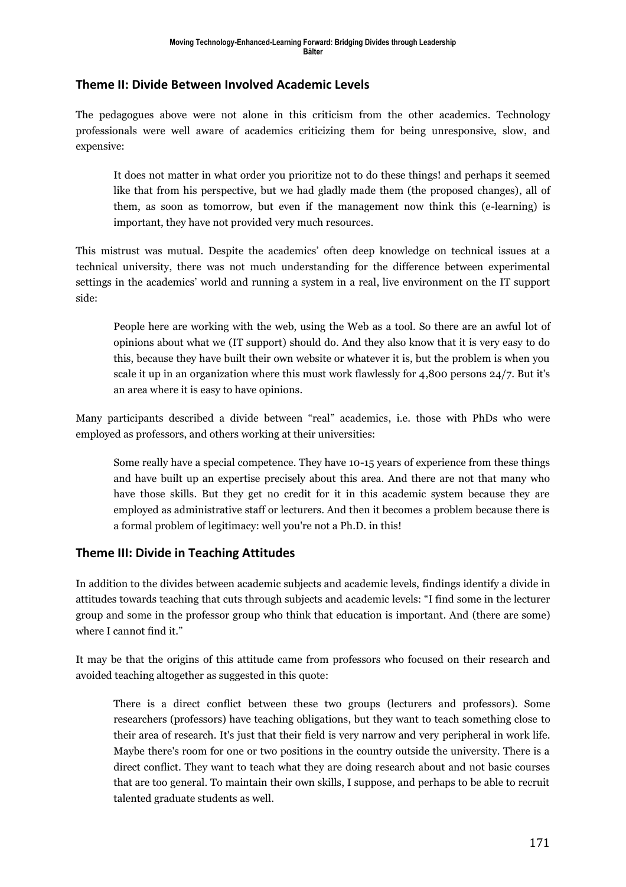## Theme II: Divide Between Involved Academic Levels

The pedagogues above were not alone in this criticism from the other academics. Technology professionals were well aware of academics criticizing them for being unresponsive, slow, and expensive:

> It does not matter in what order you prioritize not to do these things! and perhaps it seemed like that from his perspective, but we had gladly made them (the proposed changes), all of them, as soon as tomorrow, but even if the management now think this (e-learning) is important, they have not provided very much resources.

This mistrust was mutual. Despite the academics' often deep knowledge on technical issues at a technical university, there was not much understanding for the difference between experimental settings in the academics' world and running a system in a real, live environment on the IT support side:

> People here are working with the web, using the Web as a tool. So there are an awful lot of opinions about what we (IT support) should do. And they also know that it is very easy to do this, because they have built their own website or whatever it is, but the problem is when you scale it up in an organization where this must work flawlessly for 4,800 persons 24/7. But it's an area where it is easy to have opinions.

Many participants described a divide between "real" academics, i.e. those with PhDs who were employed as professors, and others working at their universities:

> Some really have a special competence. They have 10-15 years of experience from these things and have built up an expertise precisely about this area. And there are not that many who have those skills. But they get no credit for it in this academic system because they are employed as administrative staff or lecturers. And then it becomes a problem because there is a formal problem of legitimacy: well you're not a Ph.D. in this!

## Theme III: Divide in Teaching Attitudes

In addition to the divides between academic subjects and academic levels, findings identify a divide in attitudes towards teaching that cuts through subjects and academic levels: "I find some in the lecturer group and some in the professor group who think that education is important. And (there are some) where I cannot find it."

It may be that the origins of this attitude came from professors who focused on their research and avoided teaching altogether as suggested in this quote:

> There is a direct conflict between these two groups (lecturers and professors). Some researchers (professors) have teaching obligations, but they want to teach something close to their area of research. It's just that their field is very narrow and very peripheral in work life. Maybe there's room for one or two positions in the country outside the university. There is a direct conflict. They want to teach what they are doing research about and not basic courses that are too general. To maintain their own skills, I suppose, and perhaps to be able to recruit talented graduate students as well.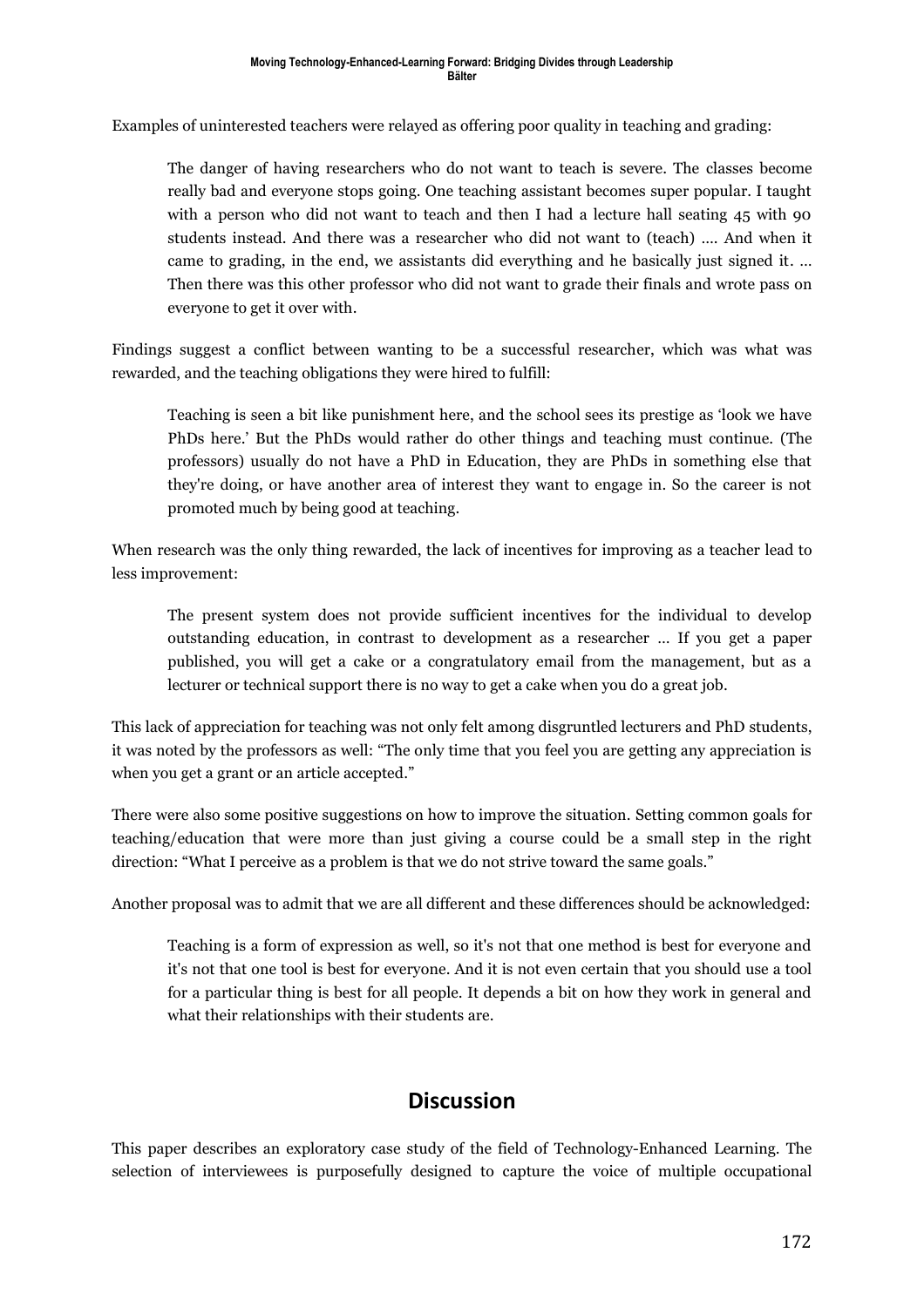Examples of uninterested teachers were relayed as offering poor quality in teaching and grading:

> The danger of having researchers who do not want to teach is severe. The classes become really bad and everyone stops going. One teaching assistant becomes super popular. I taught with a person who did not want to teach and then I had a lecture hall seating 45 with 90 students instead. And there was a researcher who did not want to (teach) .... And when it came to grading, in the end, we assistants did everything and he basically just signed it. ... Then there was this other professor who did not want to grade their finals and wrote pass on everyone to get it over with.

Findings suggest a conflict between wanting to be a successful researcher, which was what was rewarded, and the teaching obligations they were hired to fulfill:

> Teaching is seen a bit like punishment here, and the school sees its prestige as 'look we have PhDs here.' But the PhDs would rather do other things and teaching must continue. (The professors) usually do not have a PhD in Education, they are PhDs in something else that they're doing, or have another area of interest they want to engage in. So the career is not promoted much by being good at teaching.

When research was the only thing rewarded, the lack of incentives for improving as a teacher lead to less improvement:

> The present system does not provide sufficient incentives for the individual to develop outstanding education, in contrast to development as a researcher ... If you get a paper published, you will get a cake or a congratulatory email from the management, but as a lecturer or technical support there is no way to get a cake when you do a great job.

This lack of appreciation for teaching was not only felt among disgruntled lecturers and PhD students, it was noted by the professors as well: "The only time that you feel you are getting any appreciation is when you get a grant or an article accepted."

There were also some positive suggestions on how to improve the situation. Setting common goals for teaching/education that were more than just giving a course could be a small step in the right direction: "What I perceive as a problem is that we do not strive toward the same goals."

Another proposal was to admit that we are all different and these differences should be acknowledged:

> Teaching is a form of expression as well, so it's not that one method is best for everyone and it's not that one tool is best for everyone. And it is not even certain that you should use a tool for a particular thing is best for all people. It depends a bit on how they work in general and what their relationships with their students are.

## Discussion

This paper describes an exploratory case study of the field of Technology-Enhanced Learning. The selection of interviewees is purposefully designed to capture the voice of multiple occupational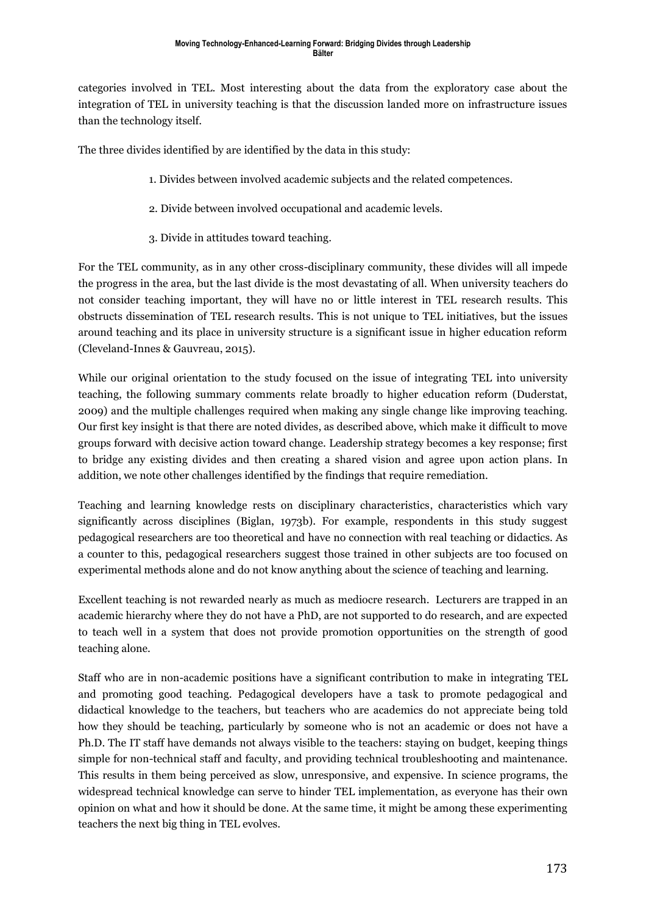categories involved in TEL. Most interesting about the data from the exploratory case about the integration of TEL in university teaching is that the discussion landed more on infrastructure issues than the technology itself.

The three divides identified by are identified by the data in this study:

1. Divides between involved academic subjects and the related competences.
2. Divide between involved occupational and academic levels.
3. Divide in attitudes toward teaching.

For the TEL community, as in any other cross-disciplinary community, these divides will all impede the progress in the area, but the last divide is the most devastating of all. When university teachers do not consider teaching important, they will have no or little interest in TEL research results. This obstructs dissemination of TEL research results. This is not unique to TEL initiatives, but the issues around teaching and its place in university structure is a significant issue in higher education reform (Cleveland-Innes & Gauvreau, 2015).

While our original orientation to the study focused on the issue of integrating TEL into university teaching, the following summary comments relate broadly to higher education reform (Duderstat, 2009) and the multiple challenges required when making any single change like improving teaching. Our first key insight is that there are noted divides, as described above, which make it difficult to move groups forward with decisive action toward change. Leadership strategy becomes a key response; first to bridge any existing divides and then creating a shared vision and agree upon action plans. In addition, we note other challenges identified by the findings that require remediation.

Teaching and learning knowledge rests on disciplinary characteristics, characteristics which vary significantly across disciplines (Biglan, 1973b). For example, respondents in this study suggest pedagogical researchers are too theoretical and have no connection with real teaching or didactics. As a counter to this, pedagogical researchers suggest those trained in other subjects are too focused on experimental methods alone and do not know anything about the science of teaching and learning.

Excellent teaching is not rewarded nearly as much as mediocre research. Lecturers are trapped in an academic hierarchy where they do not have a PhD, are not supported to do research, and are expected to teach well in a system that does not provide promotion opportunities on the strength of good teaching alone.

Staff who are in non-academic positions have a significant contribution to make in integrating TEL and promoting good teaching. Pedagogical developers have a task to promote pedagogical and didactical knowledge to the teachers, but teachers who are academics do not appreciate being told how they should be teaching, particularly by someone who is not an academic or does not have a Ph.D. The IT staff have demands not always visible to the teachers: staying on budget, keeping things simple for non-technical staff and faculty, and providing technical troubleshooting and maintenance. This results in them being perceived as slow, unresponsive, and expensive. In science programs, the widespread technical knowledge can serve to hinder TEL implementation, as everyone has their own opinion on what and how it should be done. At the same time, it might be among these experimenting teachers the next big thing in TEL evolves.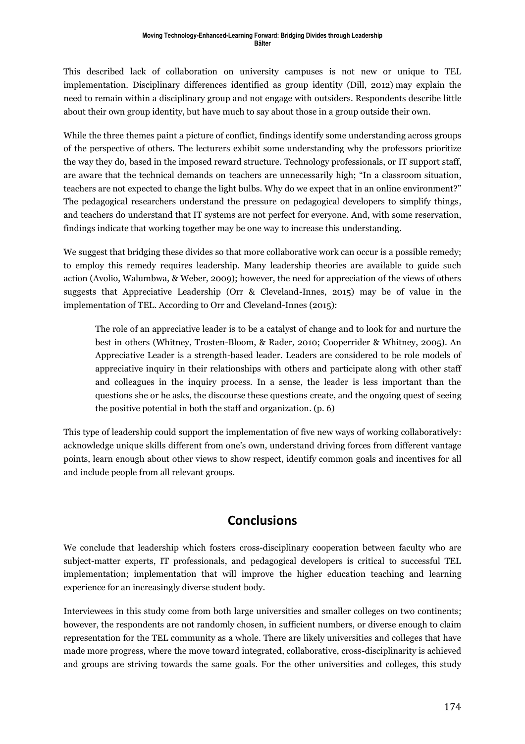This described lack of collaboration on university campuses is not new or unique to TEL implementation. Disciplinary differences identified as group identity (Dill, 2012) may explain the need to remain within a disciplinary group and not engage with outsiders. Respondents describe little about their own group identity, but have much to say about those in a group outside their own.

While the three themes paint a picture of conflict, findings identify some understanding across groups of the perspective of others. The lecturers exhibit some understanding why the professors prioritize the way they do, based in the imposed reward structure. Technology professionals, or IT support staff, are aware that the technical demands on teachers are unnecessarily high; "In a classroom situation, teachers are not expected to change the light bulbs. Why do we expect that in an online environment?" The pedagogical researchers understand the pressure on pedagogical developers to simplify things, and teachers do understand that IT systems are not perfect for everyone. And, with some reservation, findings indicate that working together may be one way to increase this understanding.

We suggest that bridging these divides so that more collaborative work can occur is a possible remedy; to employ this remedy requires leadership. Many leadership theories are available to guide such action (Avolio, Walumbwa, & Weber, 2009); however, the need for appreciation of the views of others suggests that Appreciative Leadership (Orr & Cleveland-Innes, 2015) may be of value in the implementation of TEL. According to Orr and Cleveland-Innes (2015):

> The role of an appreciative leader is to be a catalyst of change and to look for and nurture the best in others (Whitney, Trosten-Bloom, & Rader, 2010; Cooperrider & Whitney, 2005). An Appreciative Leader is a strength-based leader. Leaders are considered to be role models of appreciative inquiry in their relationships with others and participate along with other staff and colleagues in the inquiry process. In a sense, the leader is less important than the questions she or he asks, the discourse these questions create, and the ongoing quest of seeing the positive potential in both the staff and organization. (p. 6)

This type of leadership could support the implementation of five new ways of working collaboratively: acknowledge unique skills different from one's own, understand driving forces from different vantage points, learn enough about other views to show respect, identify common goals and incentives for all and include people from all relevant groups.

## Conclusions

We conclude that leadership which fosters cross-disciplinary cooperation between faculty who are subject-matter experts, IT professionals, and pedagogical developers is critical to successful TEL implementation; implementation that will improve the higher education teaching and learning experience for an increasingly diverse student body.

Interviewees in this study come from both large universities and smaller colleges on two continents; however, the respondents are not randomly chosen, in sufficient numbers, or diverse enough to claim representation for the TEL community as a whole. There are likely universities and colleges that have made more progress, where the move toward integrated, collaborative, cross-disciplinarity is achieved and groups are striving towards the same goals. For the other universities and colleges, this study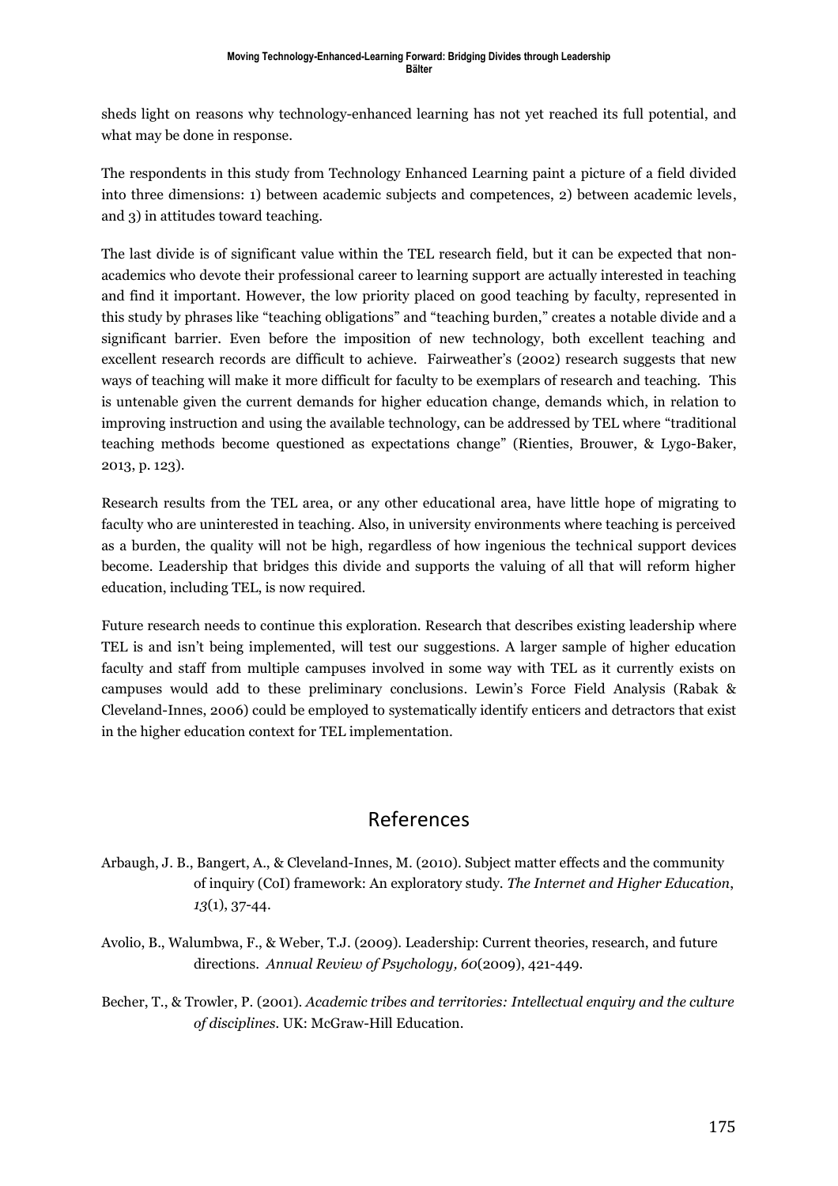sheds light on reasons why technology-enhanced learning has not yet reached its full potential, and what may be done in response.

The respondents in this study from Technology Enhanced Learning paint a picture of a field divided into three dimensions: 1) between academic subjects and competences, 2) between academic levels, and 3) in attitudes toward teaching.

The last divide is of significant value within the TEL research field, but it can be expected that non-academics who devote their professional career to learning support are actually interested in teaching and find it important. However, the low priority placed on good teaching by faculty, represented in this study by phrases like "teaching obligations" and "teaching burden," creates a notable divide and a significant barrier. Even before the imposition of new technology, both excellent teaching and excellent research records are difficult to achieve. Fairweather's (2002) research suggests that new ways of teaching will make it more difficult for faculty to be exemplars of research and teaching. This is untenable given the current demands for higher education change, demands which, in relation to improving instruction and using the available technology, can be addressed by TEL where "traditional teaching methods become questioned as expectations change" (Rienties, Brouwer, & Lygo-Baker, 2013, p. 123).

Research results from the TEL area, or any other educational area, have little hope of migrating to faculty who are uninterested in teaching. Also, in university environments where teaching is perceived as a burden, the quality will not be high, regardless of how ingenious the technical support devices become. Leadership that bridges this divide and supports the valuing of all that will reform higher education, including TEL, is now required.

Future research needs to continue this exploration. Research that describes existing leadership where TEL is and isn't being implemented, will test our suggestions. A larger sample of higher education faculty and staff from multiple campuses involved in some way with TEL as it currently exists on campuses would add to these preliminary conclusions. Lewin's Force Field Analysis (Rabak & Cleveland-Innes, 2006) could be employed to systematically identify enticers and detractors that exist in the higher education context for TEL implementation.

## References

Arbaugh, J. B., Bangert, A., & Cleveland-Innes, M. (2010). Subject matter effects and the community of inquiry (CoI) framework: An exploratory study. *The Internet and Higher Education*, *13*(1), 37-44.

Avolio, B., Walumbwa, F., & Weber, T.J. (2009). Leadership: Current theories, research, and future directions. *Annual Review of Psychology, 60*(2009), 421-449.

Becher, T., & Trowler, P. (2001). *Academic tribes and territories: Intellectual enquiry and the culture of disciplines*. UK: McGraw-Hill Education.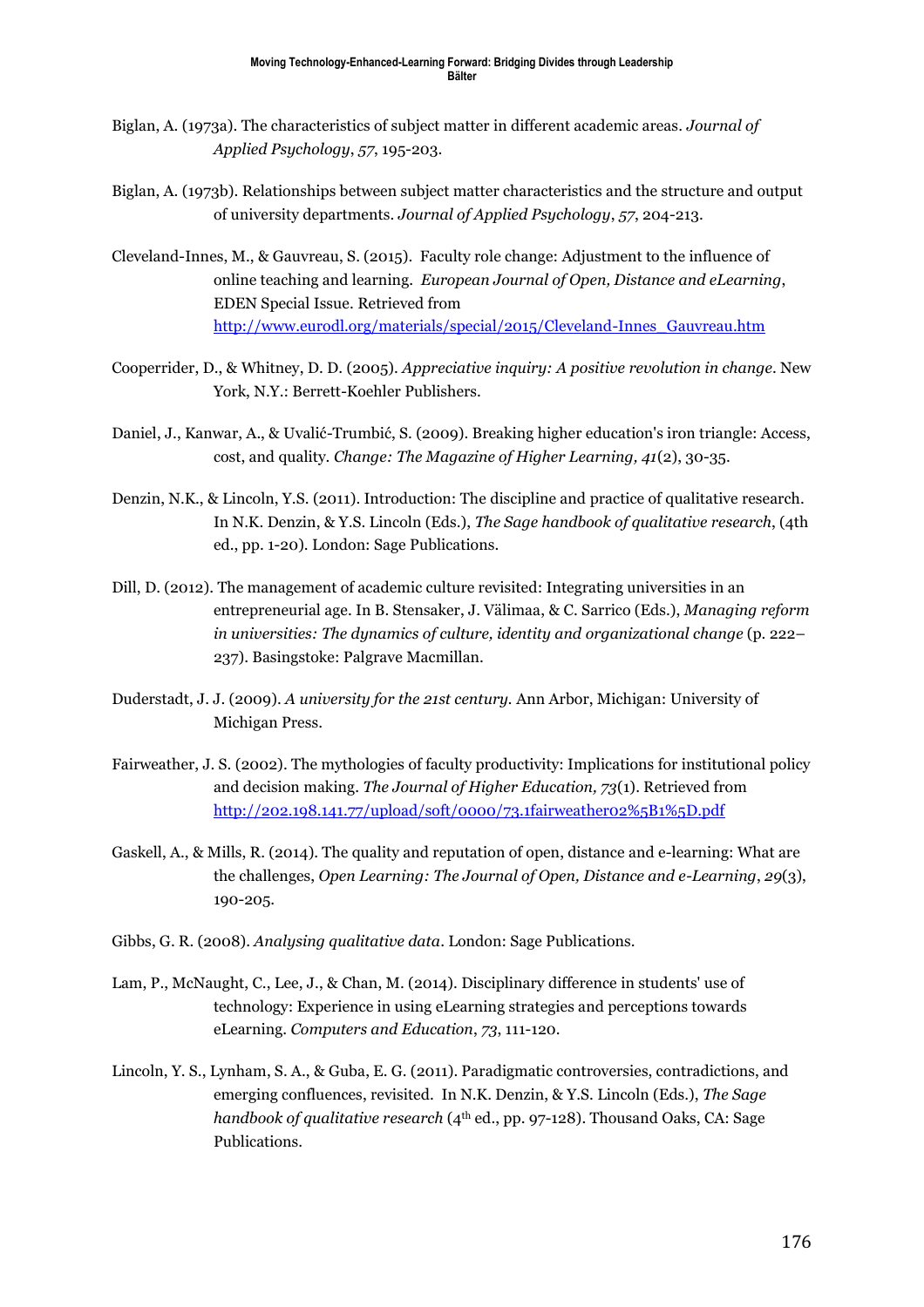Biglan, A. (1973a). The characteristics of subject matter in different academic areas. *Journal of Applied Psychology*, *57*, 195-203.

Biglan, A. (1973b). Relationships between subject matter characteristics and the structure and output of university departments. *Journal of Applied Psychology*, *57*, 204-213.

Cleveland-Innes, M., & Gauvreau, S. (2015). Faculty role change: Adjustment to the influence of online teaching and learning. *European Journal of Open, Distance and eLearning*, EDEN Special Issue. Retrieved from http://www.eurodl.org/materials/special/2015/Cleveland-Innes_Gauvreau.htm

Cooperrider, D., & Whitney, D. D. (2005). *Appreciative inquiry: A positive revolution in change*. New York, N.Y.: Berrett-Koehler Publishers.

Daniel, J., Kanwar, A., & Uvalić-Trumbić, S. (2009). Breaking higher education's iron triangle: Access, cost, and quality. *Change: The Magazine of Higher Learning, 41*(2), 30-35.

Denzin, N.K., & Lincoln, Y.S. (2011). Introduction: The discipline and practice of qualitative research. In N.K. Denzin, & Y.S. Lincoln (Eds.), *The Sage handbook of qualitative research*, (4th ed., pp. 1-20). London: Sage Publications.

Dill, D. (2012). The management of academic culture revisited: Integrating universities in an entrepreneurial age. In B. Stensaker, J. Välimaa, & C. Sarrico (Eds.), *Managing reform in universities: The dynamics of culture, identity and organizational change* (p. 222–237). Basingstoke: Palgrave Macmillan.

Duderstadt, J. J. (2009). *A university for the 21st century.* Ann Arbor, Michigan: University of Michigan Press.

Fairweather, J. S. (2002). The mythologies of faculty productivity: Implications for institutional policy and decision making. *The Journal of Higher Education, 73*(1). Retrieved from http://202.198.141.77/upload/soft/0000/73.1fairweather02%5B1%5D.pdf

Gaskell, A., & Mills, R. (2014). The quality and reputation of open, distance and e-learning: What are the challenges, *Open Learning: The Journal of Open, Distance and e-Learning*, *29*(3), 190-205.

Gibbs, G. R. (2008). *Analysing qualitative data*. London: Sage Publications.

Lam, P., McNaught, C., Lee, J., & Chan, M. (2014). Disciplinary difference in students' use of technology: Experience in using eLearning strategies and perceptions towards eLearning. *Computers and Education*, *73*, 111-120.

Lincoln, Y. S., Lynham, S. A., & Guba, E. G. (2011). Paradigmatic controversies, contradictions, and emerging confluences, revisited. In N.K. Denzin, & Y.S. Lincoln (Eds.), *The Sage handbook of qualitative research* (4th ed., pp. 97-128). Thousand Oaks, CA: Sage Publications.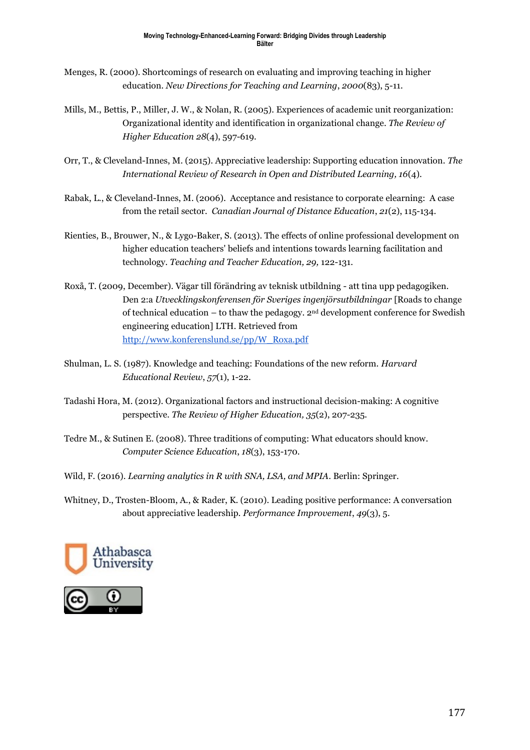Menges, R. (2000). Shortcomings of research on evaluating and improving teaching in higher education. *New Directions for Teaching and Learning*, *2000*(83), 5-11.

Mills, M., Bettis, P., Miller, J. W., & Nolan, R. (2005). Experiences of academic unit reorganization: Organizational identity and identification in organizational change. *The Review of Higher Education 28*(4), 597-619.

Orr, T., & Cleveland-Innes, M. (2015). Appreciative leadership: Supporting education innovation. *The International Review of Research in Open and Distributed Learning, 16*(4).

Rabak, L., & Cleveland-Innes, M. (2006). Acceptance and resistance to corporate elearning: A case from the retail sector. *Canadian Journal of Distance Education*, *21*(2), 115-134.

Rienties, B., Brouwer, N., & Lygo-Baker, S. (2013). The effects of online professional development on higher education teachers' beliefs and intentions towards learning facilitation and technology. *Teaching and Teacher Education, 29,* 122-131.

Roxå, T. (2009, December). Vägar till förändring av teknisk utbildning - att tina upp pedagogiken. Den 2:a *Utvecklingskonferensen för Sveriges ingenjörsutbildningar* [Roads to change of technical education – to thaw the pedagogy. 2nd development conference for Swedish engineering education] LTH. Retrieved from http://www.konferenslund.se/pp/W_Roxa.pdf

Shulman, L. S. (1987). Knowledge and teaching: Foundations of the new reform. *Harvard Educational Review*, *57*(1), 1-22.

Tadashi Hora, M. (2012). Organizational factors and instructional decision-making: A cognitive perspective. *The Review of Higher Education, 35*(2), 207-235.

Tedre M., & Sutinen E. (2008). Three traditions of computing: What educators should know. *Computer Science Education*, *18*(3), 153-170.

Wild, F. (2016). *Learning analytics in R with SNA, LSA, and MPIA*. Berlin: Springer.

Whitney, D., Trosten-Bloom, A., & Rader, K. (2010). Leading positive performance: A conversation about appreciative leadership. *Performance Improvement*, *49*(3), 5.